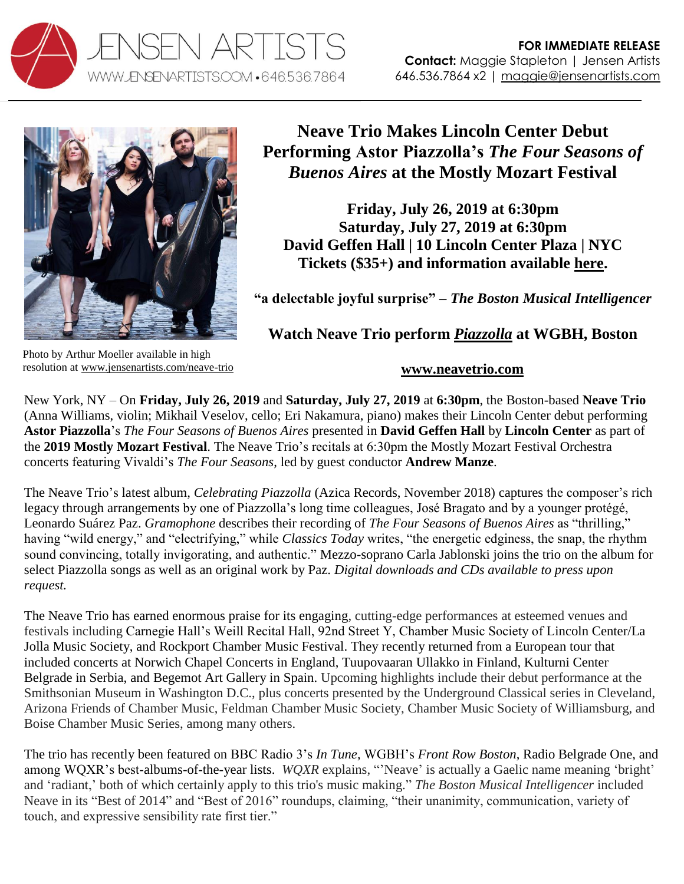JENSEN ARTISTS
WWW.JENSENARTISTS.COM • 646.536.7864

**FOR IMMEDIATE RELEASE**
**Contact:** Maggie Stapleton | Jensen Artists
646.536.7864 x2 | maggie@jensenartists.com

Photo by Arthur Moeller available in high resolution at www.jensenartists.com/neave-trio

# Neave Trio Makes Lincoln Center Debut Performing Astor Piazzolla's *The Four Seasons of Buenos Aires* at the Mostly Mozart Festival

**Friday, July 26, 2019 at 6:30pm**
**Saturday, July 27, 2019 at 6:30pm**
**David Geffen Hall | 10 Lincoln Center Plaza | NYC**
**Tickets ($35+) and information available here.**

**"a delectable joyful surprise" – *The Boston Musical Intelligencer***

**Watch Neave Trio perform *Piazzolla* at WGBH, Boston**

**www.neavetrio.com**

New York, NY – On **Friday, July 26, 2019** and **Saturday, July 27, 2019** at **6:30pm**, the Boston-based **Neave Trio** (Anna Williams, violin; Mikhail Veselov, cello; Eri Nakamura, piano) makes their Lincoln Center debut performing **Astor Piazzolla**'s *The Four Seasons of Buenos Aires* presented in **David Geffen Hall** by **Lincoln Center** as part of the **2019 Mostly Mozart Festival**. The Neave Trio's recitals at 6:30pm the Mostly Mozart Festival Orchestra concerts featuring Vivaldi's *The Four Seasons*, led by guest conductor **Andrew Manze**.

The Neave Trio's latest album, *Celebrating Piazzolla* (Azica Records, November 2018) captures the composer's rich legacy through arrangements by one of Piazzolla's long time colleagues, José Bragato and by a younger protégé, Leonardo Suárez Paz. *Gramophone* describes their recording of *The Four Seasons of Buenos Aires* as "thrilling," having "wild energy," and "electrifying," while *Classics Today* writes, "the energetic edginess, the snap, the rhythm sound convincing, totally invigorating, and authentic." Mezzo-soprano Carla Jablonski joins the trio on the album for select Piazzolla songs as well as an original work by Paz. *Digital downloads and CDs available to press upon request.*

The Neave Trio has earned enormous praise for its engaging, cutting-edge performances at esteemed venues and festivals including Carnegie Hall's Weill Recital Hall, 92nd Street Y, Chamber Music Society of Lincoln Center/La Jolla Music Society, and Rockport Chamber Music Festival. They recently returned from a European tour that included concerts at Norwich Chapel Concerts in England, Tuupovaaran Ullakko in Finland, Kulturni Center Belgrade in Serbia, and Begemot Art Gallery in Spain. Upcoming highlights include their debut performance at the Smithsonian Museum in Washington D.C., plus concerts presented by the Underground Classical series in Cleveland, Arizona Friends of Chamber Music, Feldman Chamber Music Society, Chamber Music Society of Williamsburg, and Boise Chamber Music Series, among many others.

The trio has recently been featured on BBC Radio 3's *In Tune*, WGBH's *Front Row Boston*, Radio Belgrade One, and among WQXR's best-albums-of-the-year lists. *WQXR* explains, "'Neave' is actually a Gaelic name meaning 'bright' and 'radiant,' both of which certainly apply to this trio's music making." *The Boston Musical Intelligencer* included Neave in its "Best of 2014" and "Best of 2016" roundups, claiming, "their unanimity, communication, variety of touch, and expressive sensibility rate first tier."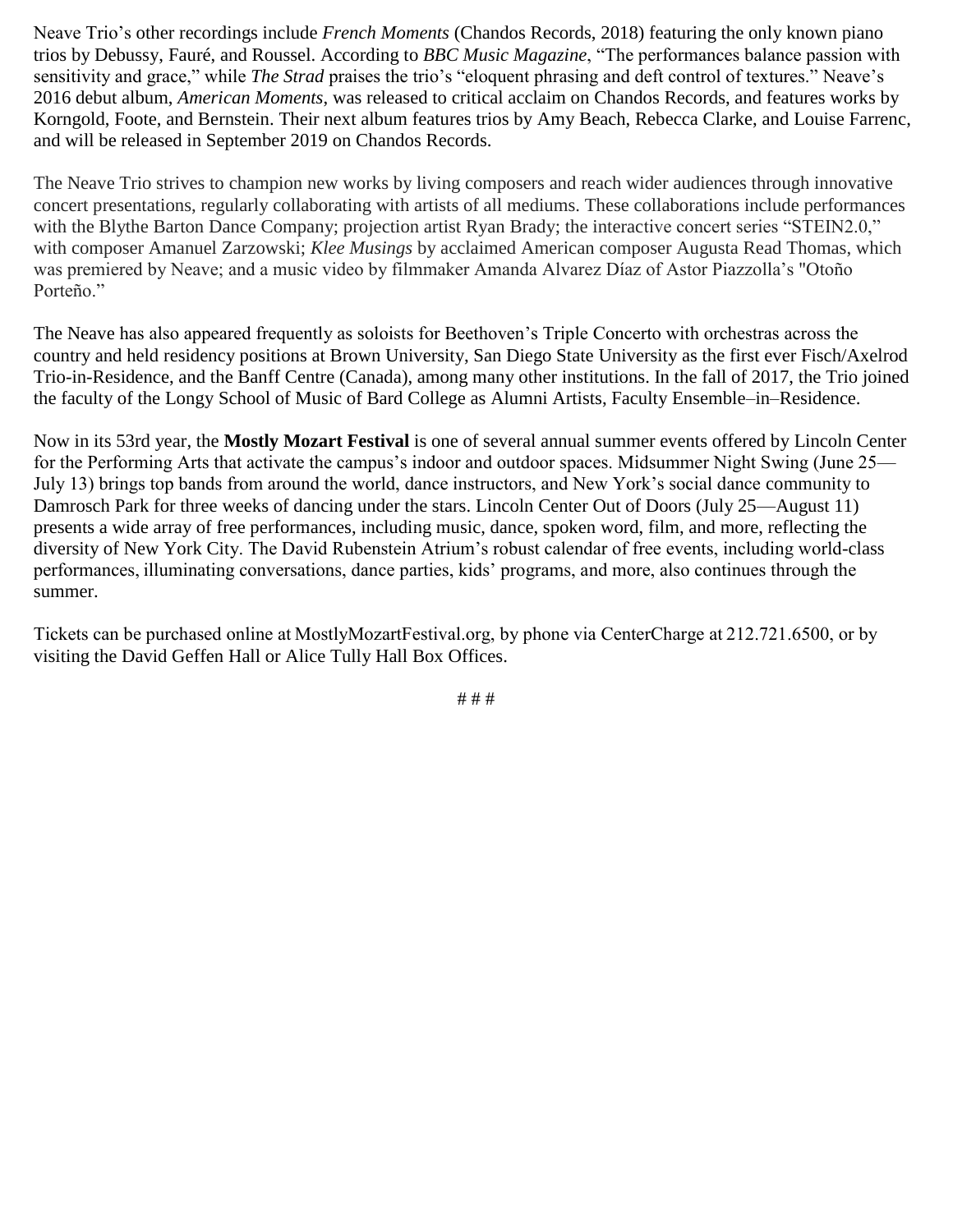Neave Trio's other recordings include *French Moments* (Chandos Records, 2018) featuring the only known piano trios by Debussy, Fauré, and Roussel. According to *BBC Music Magazine*, "The performances balance passion with sensitivity and grace," while *The Strad* praises the trio's "eloquent phrasing and deft control of textures." Neave's 2016 debut album, *American Moments*, was released to critical acclaim on Chandos Records, and features works by Korngold, Foote, and Bernstein. Their next album features trios by Amy Beach, Rebecca Clarke, and Louise Farrenc, and will be released in September 2019 on Chandos Records.

The Neave Trio strives to champion new works by living composers and reach wider audiences through innovative concert presentations, regularly collaborating with artists of all mediums. These collaborations include performances with the Blythe Barton Dance Company; projection artist Ryan Brady; the interactive concert series "STEIN2.0," with composer Amanuel Zarzowski; *Klee Musings* by acclaimed American composer Augusta Read Thomas, which was premiered by Neave; and a music video by filmmaker Amanda Alvarez Díaz of Astor Piazzolla's "Otoño Porteño."

The Neave has also appeared frequently as soloists for Beethoven's Triple Concerto with orchestras across the country and held residency positions at Brown University, San Diego State University as the first ever Fisch/Axelrod Trio-in-Residence, and the Banff Centre (Canada), among many other institutions. In the fall of 2017, the Trio joined the faculty of the Longy School of Music of Bard College as Alumni Artists, Faculty Ensemble–in–Residence.

Now in its 53rd year, the **Mostly Mozart Festival** is one of several annual summer events offered by Lincoln Center for the Performing Arts that activate the campus's indoor and outdoor spaces. Midsummer Night Swing (June 25—July 13) brings top bands from around the world, dance instructors, and New York's social dance community to Damrosch Park for three weeks of dancing under the stars. Lincoln Center Out of Doors (July 25—August 11) presents a wide array of free performances, including music, dance, spoken word, film, and more, reflecting the diversity of New York City. The David Rubenstein Atrium's robust calendar of free events, including world-class performances, illuminating conversations, dance parties, kids' programs, and more, also continues through the summer.

Tickets can be purchased online at MostlyMozartFestival.org, by phone via CenterCharge at 212.721.6500, or by visiting the David Geffen Hall or Alice Tully Hall Box Offices.

# # #